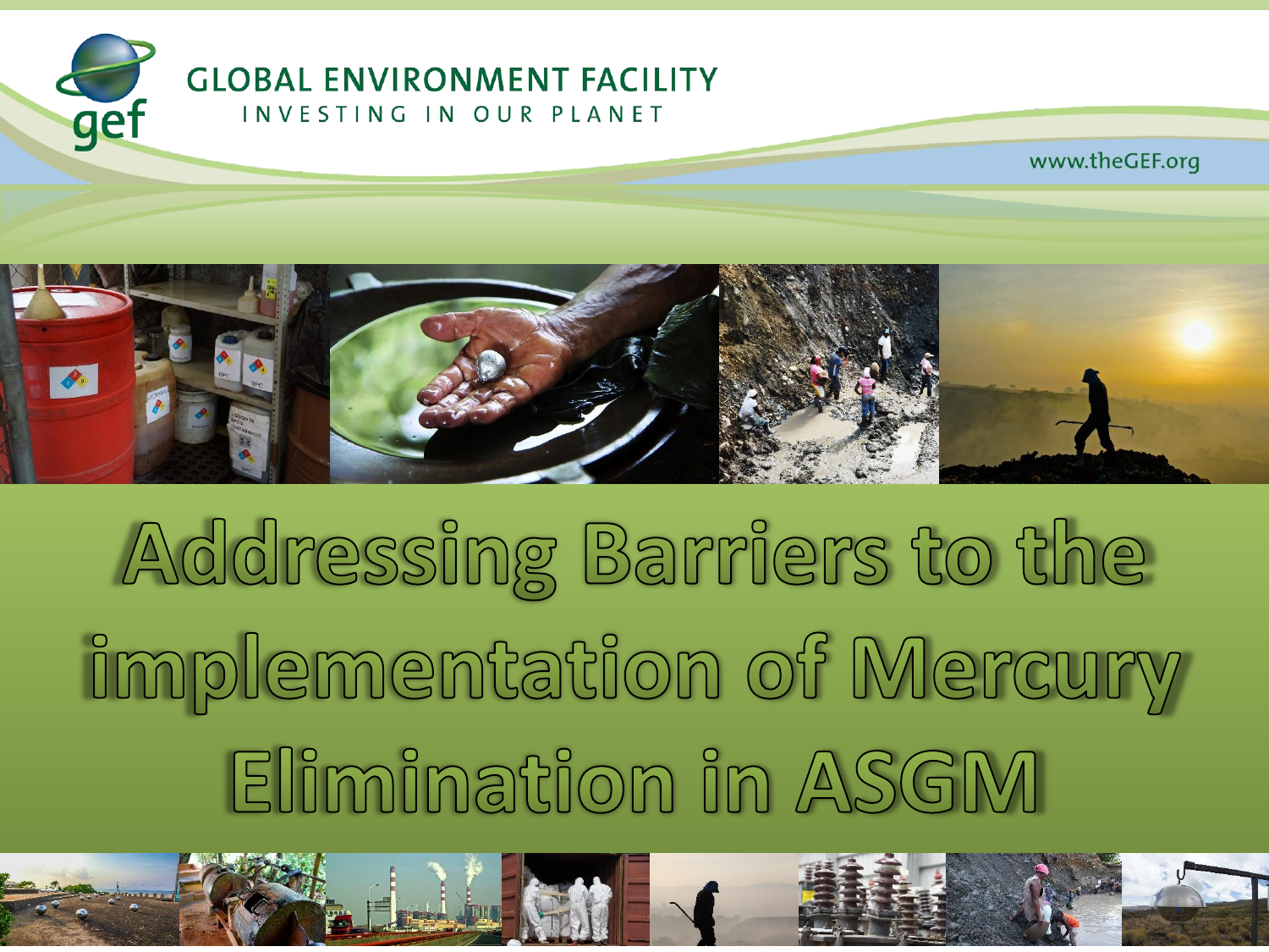GLOBAL ENVIRONMENT FACILITY

INVESTING IN OUR PLANET

www.theGEF.org

# Addressing Barriers to the implementation of Mercury Elimination in ASGM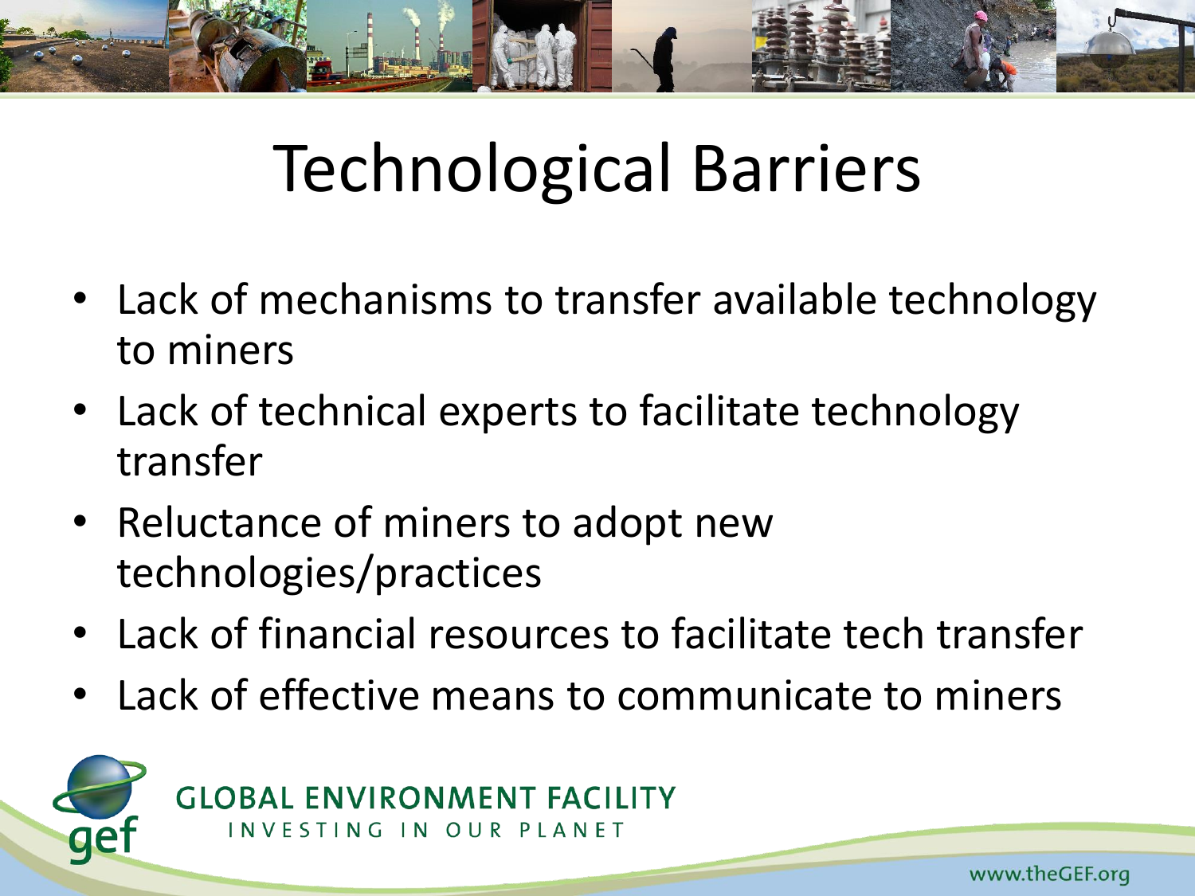# Technological Barriers

- Lack of mechanisms to transfer available technology to miners
- Lack of technical experts to facilitate technology transfer
- Reluctance of miners to adopt new technologies/practices
- Lack of financial resources to facilitate tech transfer
- Lack of effective means to communicate to miners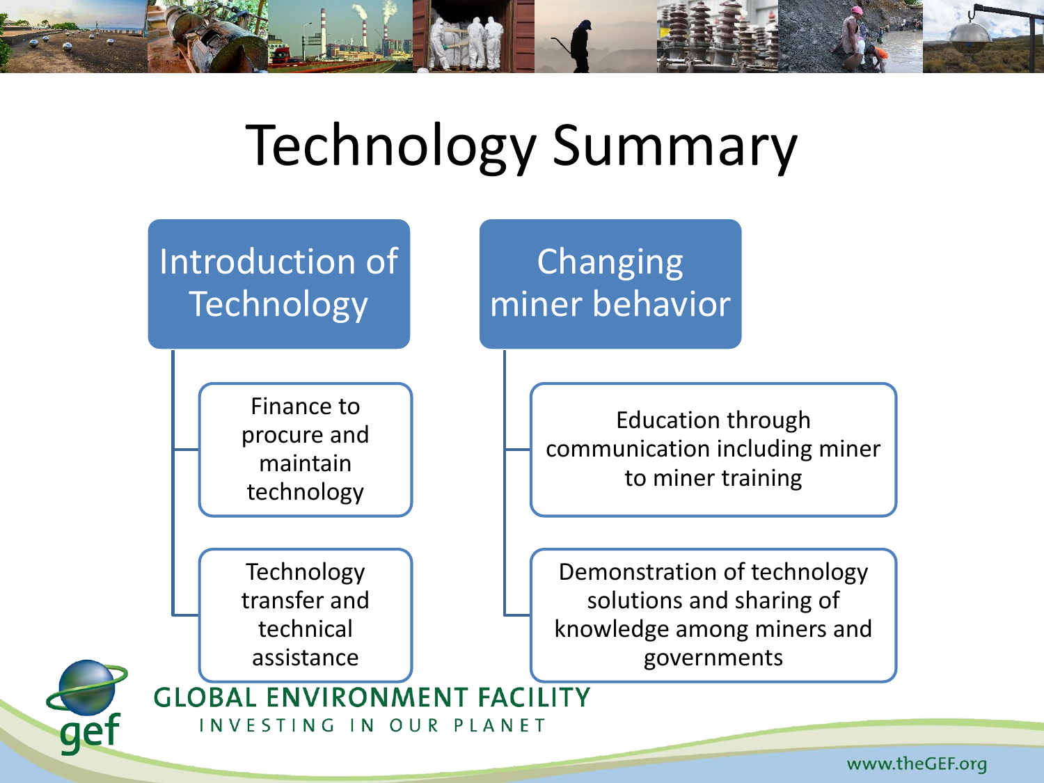# Technology Summary

## Introduction of Technology

- Finance to procure and maintain technology
- Technology transfer and technical assistance

## Changing miner behavior

- Education through communication including miner to miner training
- Demonstration of technology solutions and sharing of knowledge among miners and governments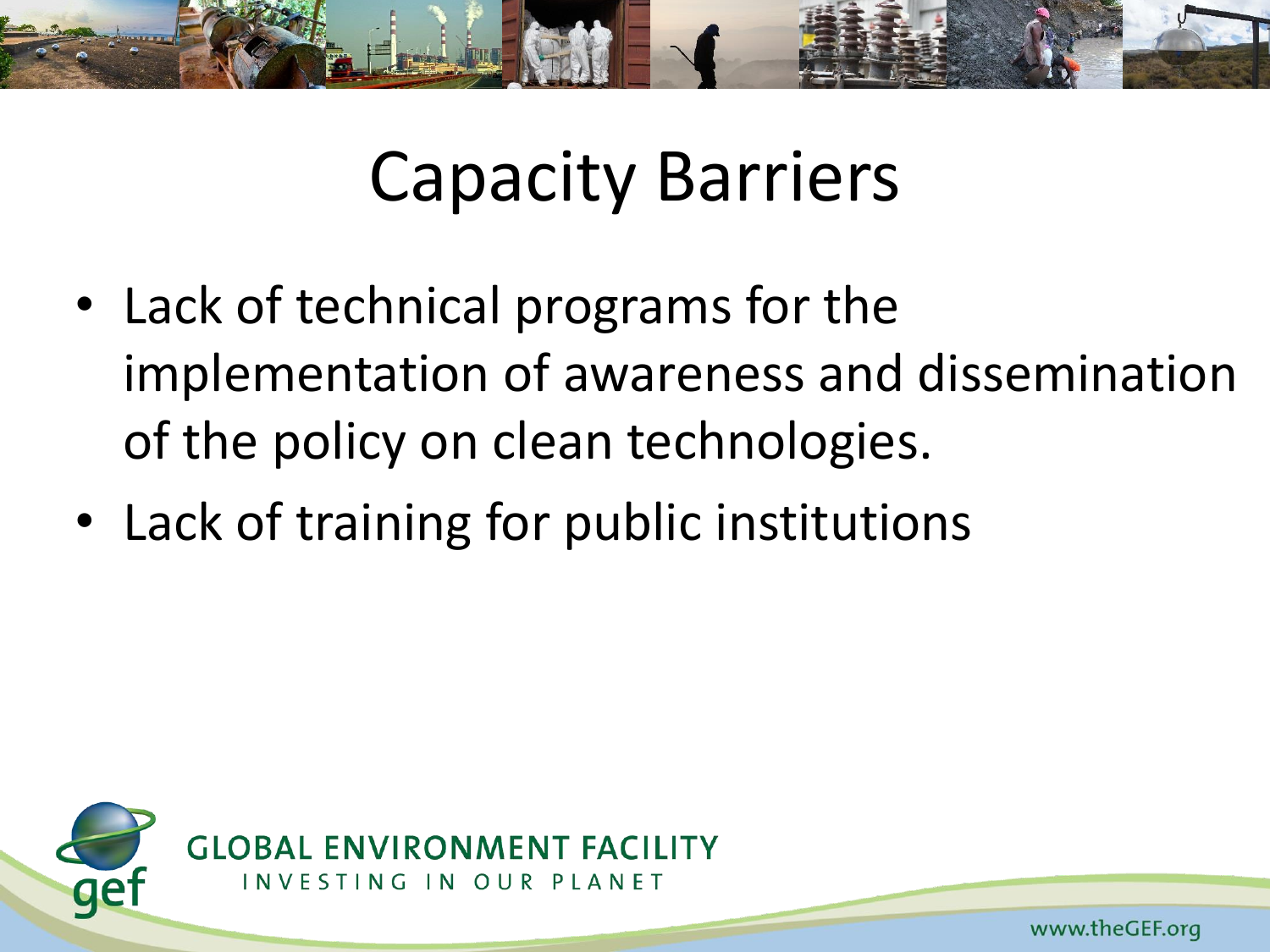# Capacity Barriers

- Lack of technical programs for the implementation of awareness and dissemination of the policy on clean technologies.
- Lack of training for public institutions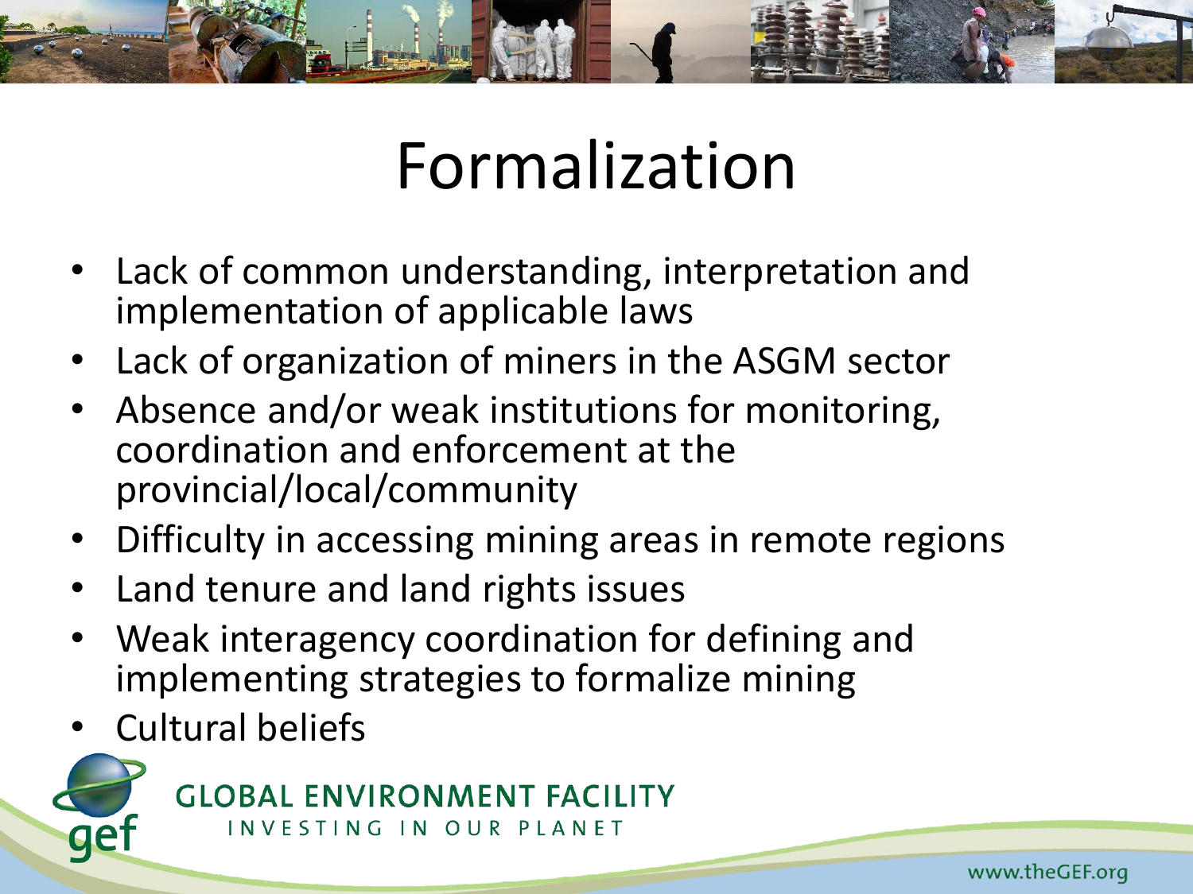# Formalization

- Lack of common understanding, interpretation and implementation of applicable laws
- Lack of organization of miners in the ASGM sector
- Absence and/or weak institutions for monitoring, coordination and enforcement at the provincial/local/community
- Difficulty in accessing mining areas in remote regions
- Land tenure and land rights issues
- Weak interagency coordination for defining and implementing strategies to formalize mining
- Cultural beliefs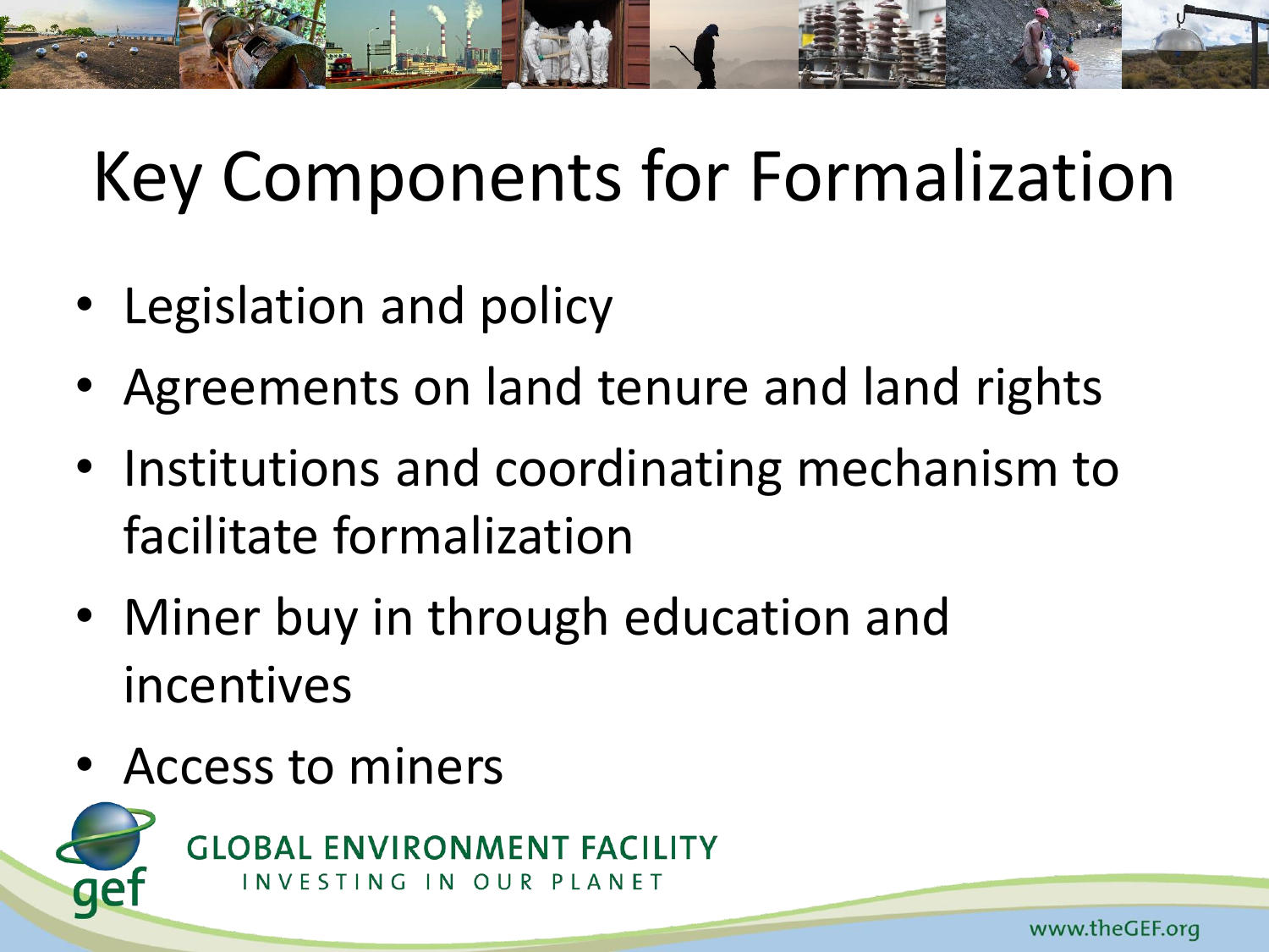# Key Components for Formalization

- Legislation and policy
- Agreements on land tenure and land rights
- Institutions and coordinating mechanism to facilitate formalization
- Miner buy in through education and incentives
- Access to miners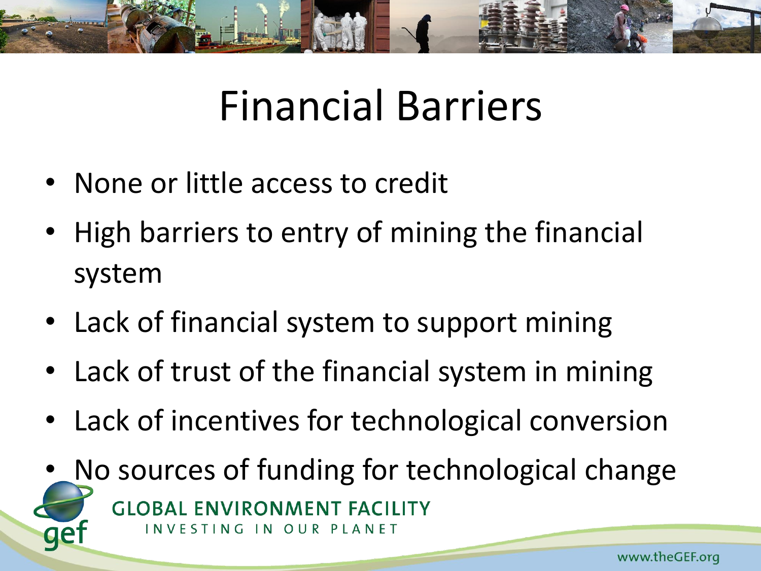# Financial Barriers

- None or little access to credit
- High barriers to entry of mining the financial system
- Lack of financial system to support mining
- Lack of trust of the financial system in mining
- Lack of incentives for technological conversion
- No sources of funding for technological change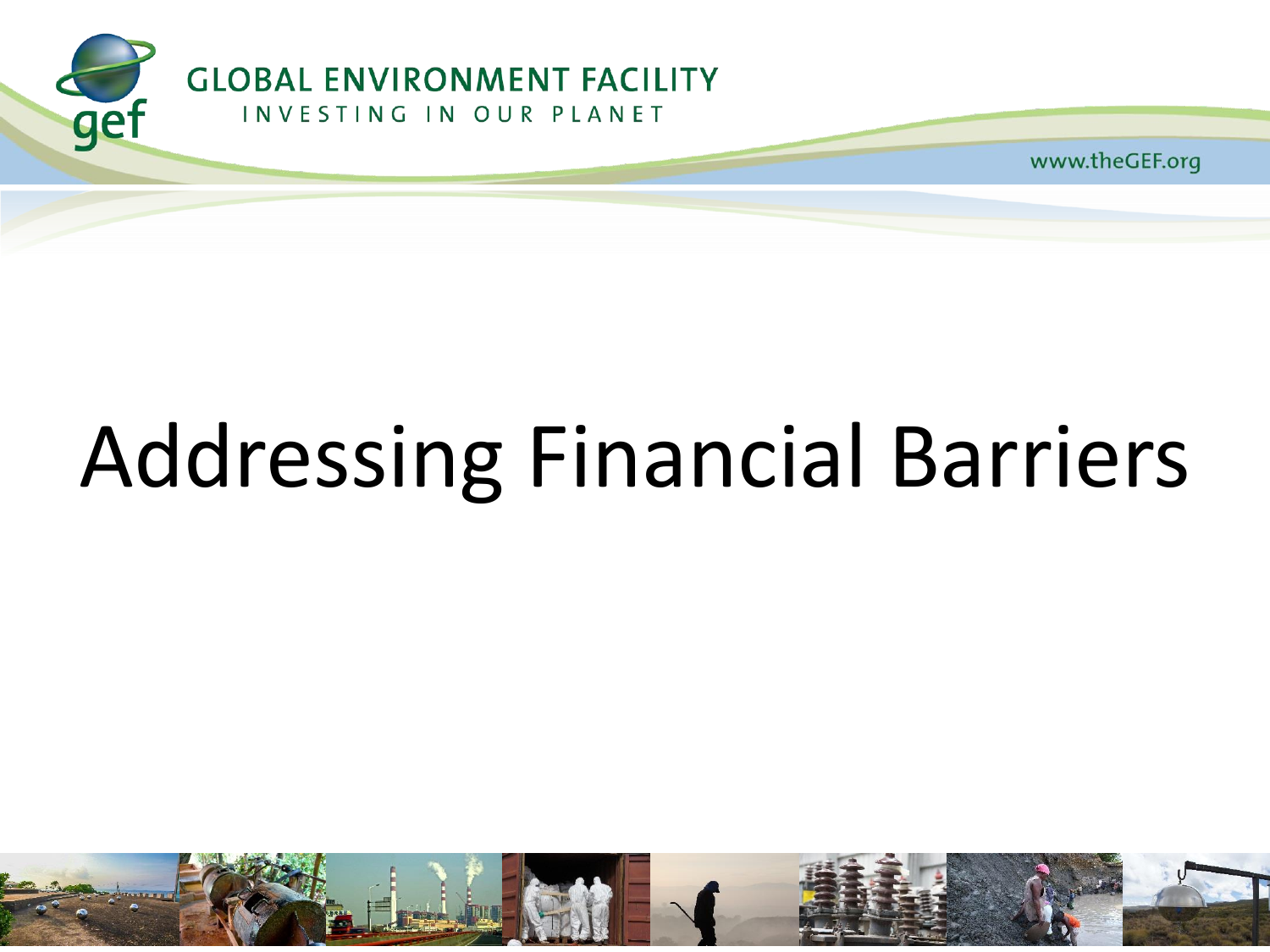# Addressing Financial Barriers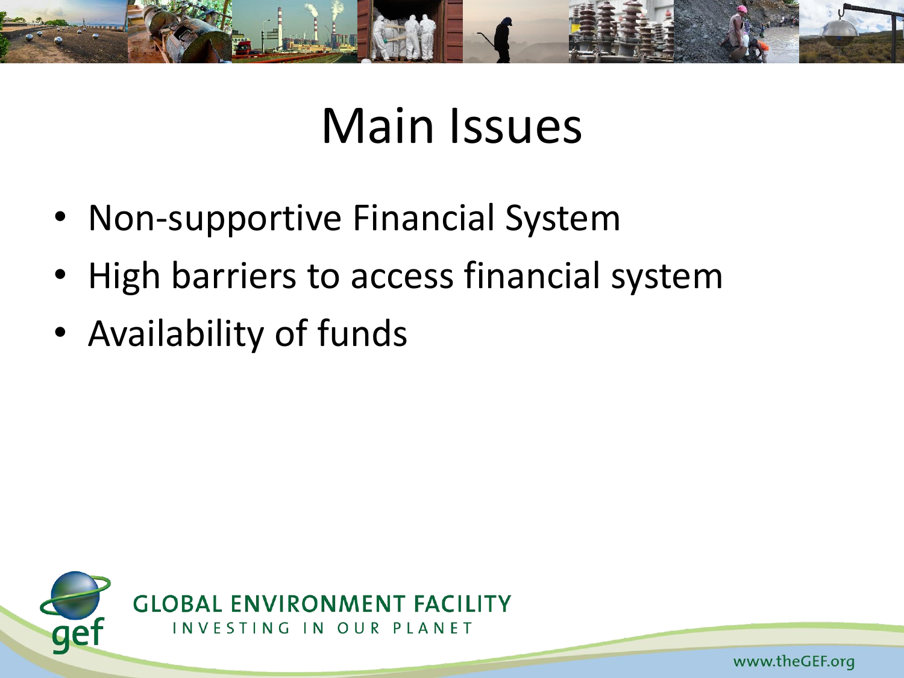# Main Issues

- Non-supportive Financial System
- High barriers to access financial system
- Availability of funds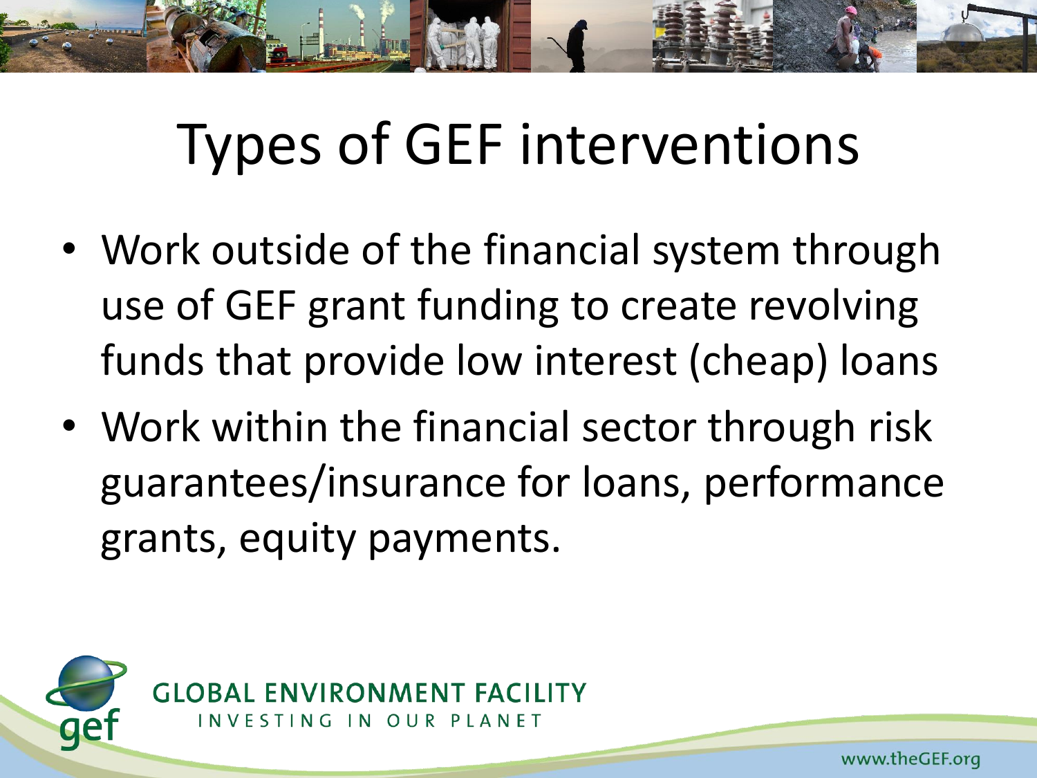# Types of GEF interventions

- Work outside of the financial system through use of GEF grant funding to create revolving funds that provide low interest (cheap) loans
- Work within the financial sector through risk guarantees/insurance for loans, performance grants, equity payments.